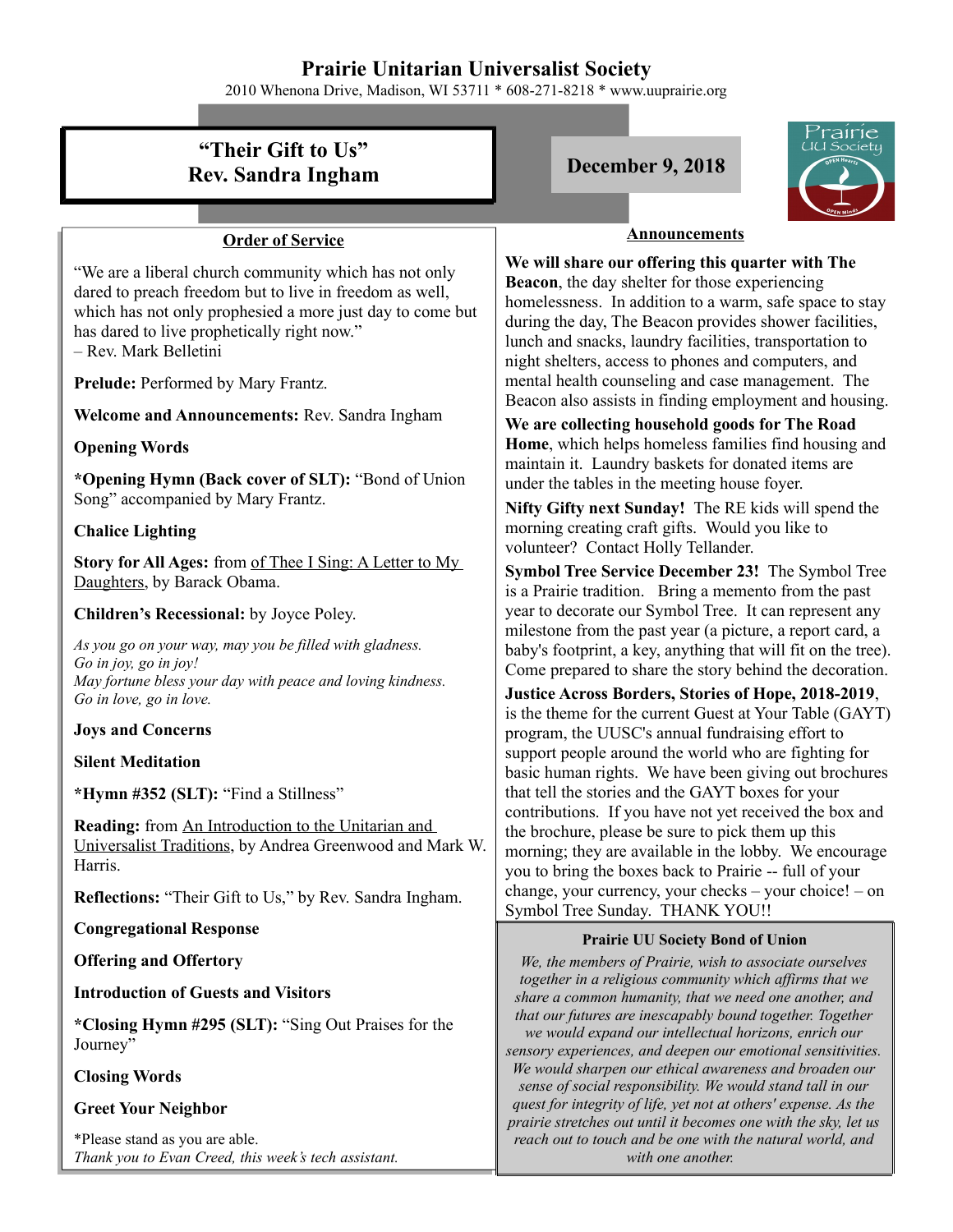# Prairie Unitarian Universalist Society

2010 Whenona Drive, Madison, WI 53711 * 608-271-8218 * www.uuprairie.org

## "Their Gift to Us"
## Rev. Sandra Ingham

**December 9, 2018**

### Order of Service

"We are a liberal church community which has not only dared to preach freedom but to live in freedom as well, which has not only prophesied a more just day to come but has dared to live prophetically right now."
– Rev. Mark Belletini

**Prelude:** Performed by Mary Frantz.

**Welcome and Announcements:** Rev. Sandra Ingham

**Opening Words**

***Opening Hymn (Back cover of SLT):** "Bond of Union Song" accompanied by Mary Frantz.

**Chalice Lighting**

**Story for All Ages:** from Of Thee I Sing: A Letter to My Daughters, by Barack Obama.

**Children's Recessional:** by Joyce Poley.

*As you go on your way, may you be filled with gladness.*
*Go in joy, go in joy!*
*May fortune bless your day with peace and loving kindness.*
*Go in love, go in love.*

**Joys and Concerns**

**Silent Meditation**

***Hymn #352 (SLT):** "Find a Stillness"

**Reading:** from An Introduction to the Unitarian and Universalist Traditions, by Andrea Greenwood and Mark W. Harris.

**Reflections:** "Their Gift to Us," by Rev. Sandra Ingham.

**Congregational Response**

**Offering and Offertory**

**Introduction of Guests and Visitors**

***Closing Hymn #295 (SLT):** "Sing Out Praises for the Journey"

**Closing Words**

**Greet Your Neighbor**

*Please stand as you are able.
*Thank you to Evan Creed, this week's tech assistant.*

### Announcements

**We will share our offering this quarter with The Beacon**, the day shelter for those experiencing homelessness. In addition to a warm, safe space to stay during the day, The Beacon provides shower facilities, lunch and snacks, laundry facilities, transportation to night shelters, access to phones and computers, and mental health counseling and case management. The Beacon also assists in finding employment and housing.

**We are collecting household goods for The Road Home**, which helps homeless families find housing and maintain it. Laundry baskets for donated items are under the tables in the meeting house foyer.

**Nifty Gifty next Sunday!** The RE kids will spend the morning creating craft gifts. Would you like to volunteer? Contact Holly Tellander.

**Symbol Tree Service December 23!** The Symbol Tree is a Prairie tradition. Bring a memento from the past year to decorate our Symbol Tree. It can represent any milestone from the past year (a picture, a report card, a baby's footprint, a key, anything that will fit on the tree). Come prepared to share the story behind the decoration.

**Justice Across Borders, Stories of Hope, 2018-2019**, is the theme for the current Guest at Your Table (GAYT) program, the UUSC's annual fundraising effort to support people around the world who are fighting for basic human rights. We have been giving out brochures that tell the stories and the GAYT boxes for your contributions. If you have not yet received the box and the brochure, please be sure to pick them up this morning; they are available in the lobby. We encourage you to bring the boxes back to Prairie -- full of your change, your currency, your checks – your choice! – on Symbol Tree Sunday. THANK YOU!!

### Prairie UU Society Bond of Union

*We, the members of Prairie, wish to associate ourselves together in a religious community which affirms that we share a common humanity, that we need one another, and that our futures are inescapably bound together. Together we would expand our intellectual horizons, enrich our sensory experiences, and deepen our emotional sensitivities. We would sharpen our ethical awareness and broaden our sense of social responsibility. We would stand tall in our quest for integrity of life, yet not at others' expense. As the prairie stretches out until it becomes one with the sky, let us reach out to touch and be one with the natural world, and with one another.*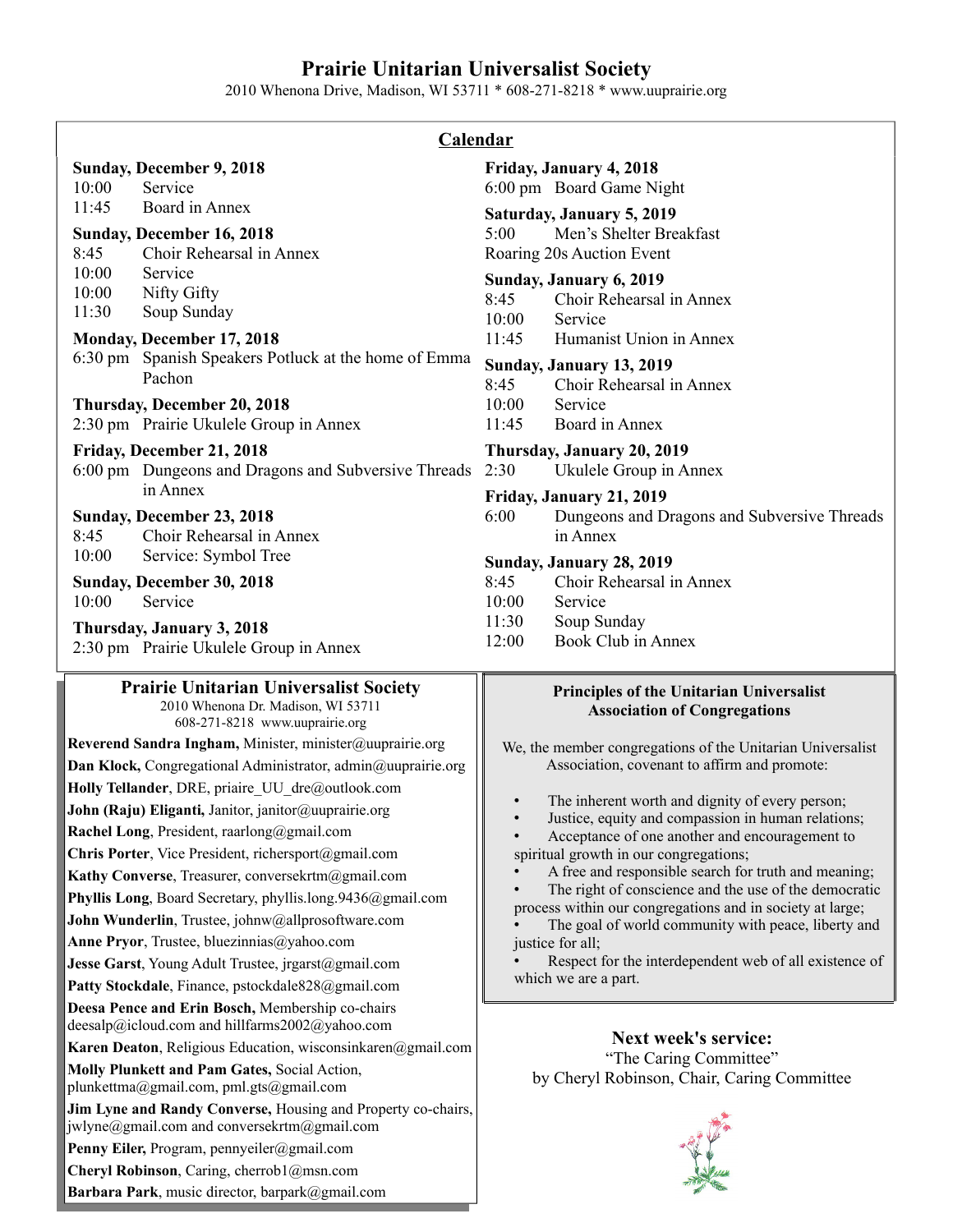# Prairie Unitarian Universalist Society

2010 Whenona Drive, Madison, WI 53711 * 608-271-8218 * www.uuprairie.org

## Calendar

**Sunday, December 9, 2018**
10:00 Service
11:45 Board in Annex

**Sunday, December 16, 2018**
8:45 Choir Rehearsal in Annex
10:00 Service
10:00 Nifty Gifty
11:30 Soup Sunday

**Monday, December 17, 2018**
6:30 pm Spanish Speakers Potluck at the home of Emma Pachon

**Thursday, December 20, 2018**
2:30 pm Prairie Ukulele Group in Annex

**Friday, December 21, 2018**
6:00 pm Dungeons and Dragons and Subversive Threads in Annex

**Sunday, December 23, 2018**
8:45 Choir Rehearsal in Annex
10:00 Service: Symbol Tree

**Sunday, December 30, 2018**
10:00 Service

**Thursday, January 3, 2018**
2:30 pm Prairie Ukulele Group in Annex

**Friday, January 4, 2018**
6:00 pm Board Game Night

**Saturday, January 5, 2019**
5:00 Men's Shelter Breakfast
Roaring 20s Auction Event

**Sunday, January 6, 2019**
8:45 Choir Rehearsal in Annex
10:00 Service
11:45 Humanist Union in Annex

**Sunday, January 13, 2019**
8:45 Choir Rehearsal in Annex
10:00 Service
11:45 Board in Annex

**Thursday, January 20, 2019**
2:30 Ukulele Group in Annex

**Friday, January 21, 2019**
6:00 Dungeons and Dragons and Subversive Threads in Annex

**Sunday, January 28, 2019**
8:45 Choir Rehearsal in Annex
10:00 Service
11:30 Soup Sunday
12:00 Book Club in Annex

## Prairie Unitarian Universalist Society

2010 Whenona Dr. Madison, WI 53711
608-271-8218 www.uuprairie.org

**Reverend Sandra Ingham,** Minister, minister@uuprairie.org
**Dan Klock,** Congregational Administrator, admin@uuprairie.org
**Holly Tellander**, DRE, priaire_UU_dre@outlook.com
**John (Raju) Eliganti,** Janitor, janitor@uuprairie.org
**Rachel Long**, President, raarlong@gmail.com
**Chris Porter**, Vice President, richersport@gmail.com
**Kathy Converse**, Treasurer, conversekrtm@gmail.com
**Phyllis Long**, Board Secretary, phyllis.long.9436@gmail.com
**John Wunderlin**, Trustee, johnw@allprosoftware.com
**Anne Pryor**, Trustee, bluezinnias@yahoo.com
**Jesse Garst**, Young Adult Trustee, jrgarst@gmail.com
**Patty Stockdale**, Finance, pstockdale828@gmail.com
**Deesa Pence and Erin Bosch,** Membership co-chairs deesalp@icloud.com and hillfarms2002@yahoo.com
**Karen Deaton**, Religious Education, wisconsinkaren@gmail.com
**Molly Plunkett and Pam Gates,** Social Action, plunkettma@gmail.com, pml.gts@gmail.com
**Jim Lyne and Randy Converse,** Housing and Property co-chairs, jwlyne@gmail.com and conversekrtm@gmail.com
**Penny Eiler,** Program, pennyeiler@gmail.com
**Cheryl Robinson**, Caring, cherrob1@msn.com
**Barbara Park**, music director, barpark@gmail.com

### Principles of the Unitarian Universalist Association of Congregations

We, the member congregations of the Unitarian Universalist Association, covenant to affirm and promote:

- The inherent worth and dignity of every person;
- Justice, equity and compassion in human relations;
- Acceptance of one another and encouragement to spiritual growth in our congregations;
- A free and responsible search for truth and meaning;
- The right of conscience and the use of the democratic process within our congregations and in society at large;
- The goal of world community with peace, liberty and justice for all;
- Respect for the interdependent web of all existence of which we are a part.

### Next week's service:

"The Caring Committee"
by Cheryl Robinson, Chair, Caring Committee